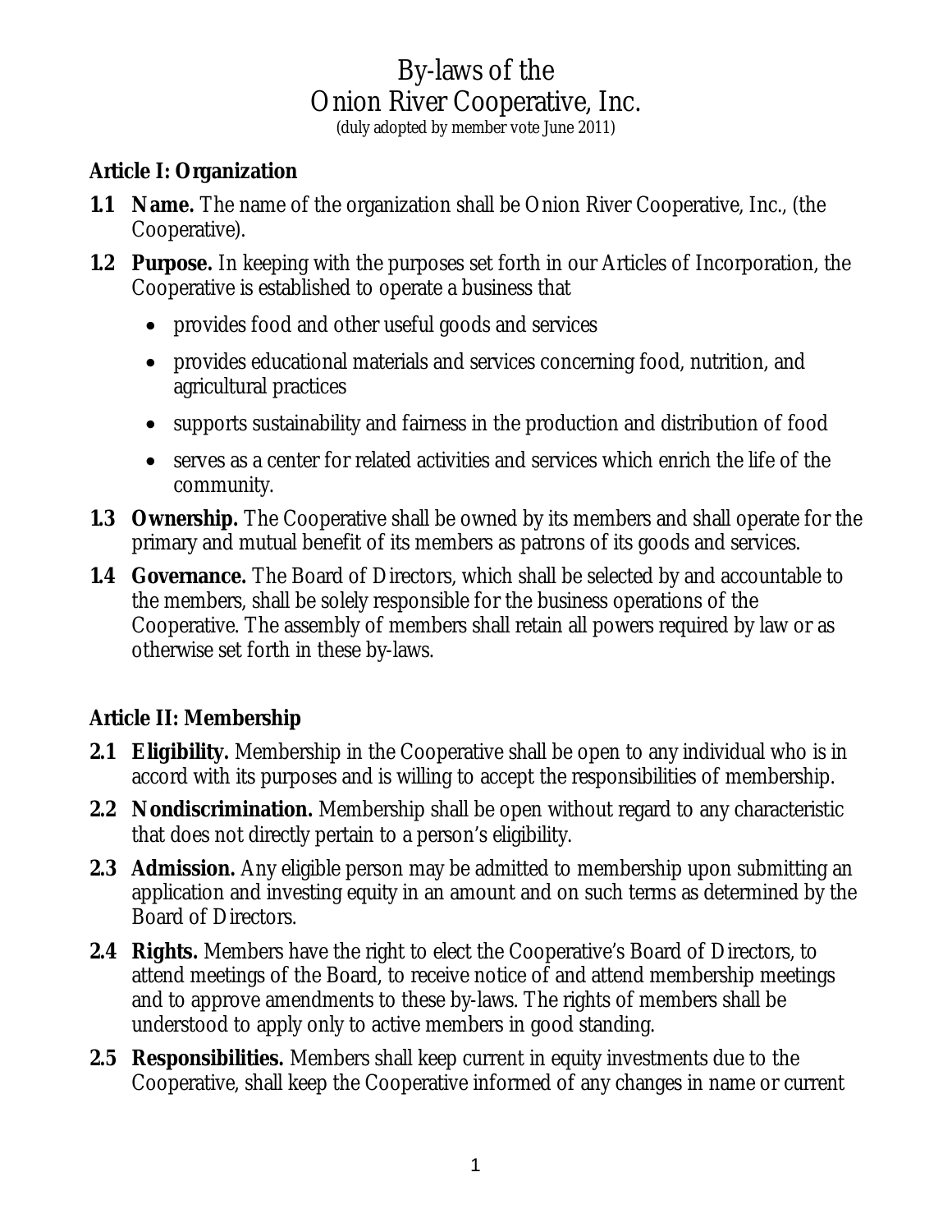# By-laws of the Onion River Cooperative, Inc.

(duly adopted by member vote June 2011)

## Article I: Organization

**1.1 Name.** The name of the organization shall be Onion River Cooperative, Inc., (the Cooperative).

**1.2 Purpose.** In keeping with the purposes set forth in our Articles of Incorporation, the Cooperative is established to operate a business that

- provides food and other useful goods and services
- provides educational materials and services concerning food, nutrition, and agricultural practices
- supports sustainability and fairness in the production and distribution of food
- serves as a center for related activities and services which enrich the life of the community.

**1.3 Ownership.** The Cooperative shall be owned by its members and shall operate for the primary and mutual benefit of its members as patrons of its goods and services.

**1.4 Governance.** The Board of Directors, which shall be selected by and accountable to the members, shall be solely responsible for the business operations of the Cooperative. The assembly of members shall retain all powers required by law or as otherwise set forth in these by-laws.

## Article II: Membership

**2.1 Eligibility.** Membership in the Cooperative shall be open to any individual who is in accord with its purposes and is willing to accept the responsibilities of membership.

**2.2 Nondiscrimination.** Membership shall be open without regard to any characteristic that does not directly pertain to a person's eligibility.

**2.3 Admission.** Any eligible person may be admitted to membership upon submitting an application and investing equity in an amount and on such terms as determined by the Board of Directors.

**2.4 Rights.** Members have the right to elect the Cooperative's Board of Directors, to attend meetings of the Board, to receive notice of and attend membership meetings and to approve amendments to these by-laws. The rights of members shall be understood to apply only to active members in good standing.

**2.5 Responsibilities.** Members shall keep current in equity investments due to the Cooperative, shall keep the Cooperative informed of any changes in name or current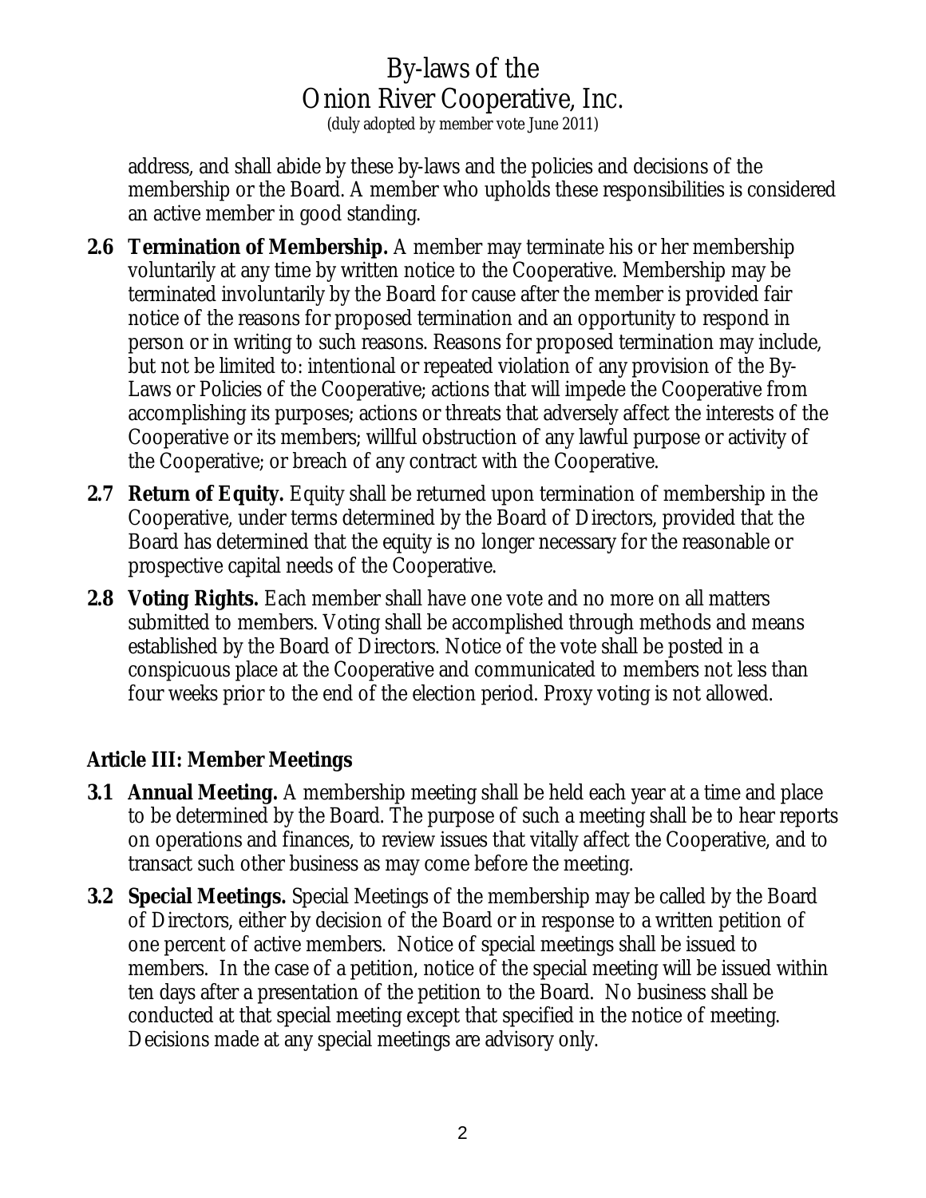address, and shall abide by these by-laws and the policies and decisions of the membership or the Board. A member who upholds these responsibilities is considered an active member in good standing.

**2.6 Termination of Membership.** A member may terminate his or her membership voluntarily at any time by written notice to the Cooperative. Membership may be terminated involuntarily by the Board for cause after the member is provided fair notice of the reasons for proposed termination and an opportunity to respond in person or in writing to such reasons. Reasons for proposed termination may include, but not be limited to: intentional or repeated violation of any provision of the By-Laws or Policies of the Cooperative; actions that will impede the Cooperative from accomplishing its purposes; actions or threats that adversely affect the interests of the Cooperative or its members; willful obstruction of any lawful purpose or activity of the Cooperative; or breach of any contract with the Cooperative.

**2.7 Return of Equity.** Equity shall be returned upon termination of membership in the Cooperative, under terms determined by the Board of Directors, provided that the Board has determined that the equity is no longer necessary for the reasonable or prospective capital needs of the Cooperative.

**2.8 Voting Rights.** Each member shall have one vote and no more on all matters submitted to members. Voting shall be accomplished through methods and means established by the Board of Directors. Notice of the vote shall be posted in a conspicuous place at the Cooperative and communicated to members not less than four weeks prior to the end of the election period. Proxy voting is not allowed.

## Article III: Member Meetings

**3.1 Annual Meeting.** A membership meeting shall be held each year at a time and place to be determined by the Board. The purpose of such a meeting shall be to hear reports on operations and finances, to review issues that vitally affect the Cooperative, and to transact such other business as may come before the meeting.

**3.2 Special Meetings.** Special Meetings of the membership may be called by the Board of Directors, either by decision of the Board or in response to a written petition of one percent of active members. Notice of special meetings shall be issued to members. In the case of a petition, notice of the special meeting will be issued within ten days after a presentation of the petition to the Board. No business shall be conducted at that special meeting except that specified in the notice of meeting. Decisions made at any special meetings are advisory only.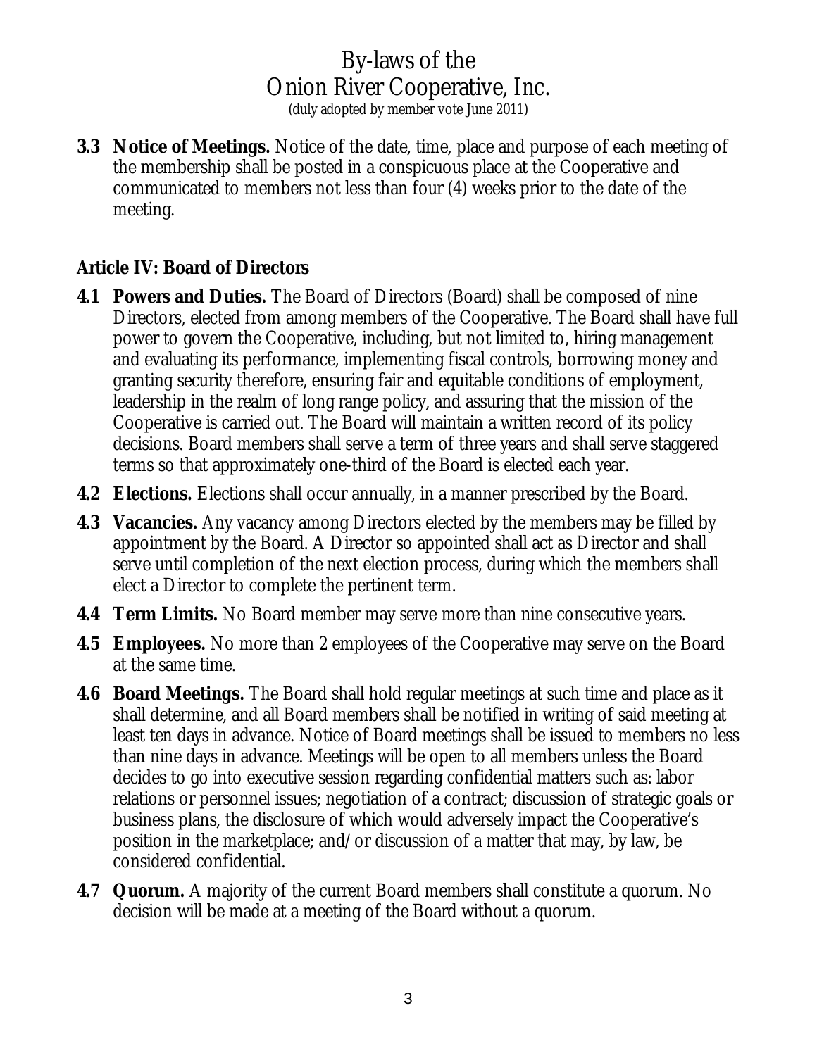**3.3 Notice of Meetings.** Notice of the date, time, place and purpose of each meeting of the membership shall be posted in a conspicuous place at the Cooperative and communicated to members not less than four (4) weeks prior to the date of the meeting.

## Article IV: Board of Directors

**4.1 Powers and Duties.** The Board of Directors (Board) shall be composed of nine Directors, elected from among members of the Cooperative. The Board shall have full power to govern the Cooperative, including, but not limited to, hiring management and evaluating its performance, implementing fiscal controls, borrowing money and granting security therefore, ensuring fair and equitable conditions of employment, leadership in the realm of long range policy, and assuring that the mission of the Cooperative is carried out. The Board will maintain a written record of its policy decisions. Board members shall serve a term of three years and shall serve staggered terms so that approximately one-third of the Board is elected each year.

**4.2 Elections.** Elections shall occur annually, in a manner prescribed by the Board.

**4.3 Vacancies.** Any vacancy among Directors elected by the members may be filled by appointment by the Board. A Director so appointed shall act as Director and shall serve until completion of the next election process, during which the members shall elect a Director to complete the pertinent term.

**4.4 Term Limits.** No Board member may serve more than nine consecutive years.

**4.5 Employees.** No more than 2 employees of the Cooperative may serve on the Board at the same time.

**4.6 Board Meetings.** The Board shall hold regular meetings at such time and place as it shall determine, and all Board members shall be notified in writing of said meeting at least ten days in advance. Notice of Board meetings shall be issued to members no less than nine days in advance. Meetings will be open to all members unless the Board decides to go into executive session regarding confidential matters such as: labor relations or personnel issues; negotiation of a contract; discussion of strategic goals or business plans, the disclosure of which would adversely impact the Cooperative's position in the marketplace; and/or discussion of a matter that may, by law, be considered confidential.

**4.7 Quorum.** A majority of the current Board members shall constitute a quorum. No decision will be made at a meeting of the Board without a quorum.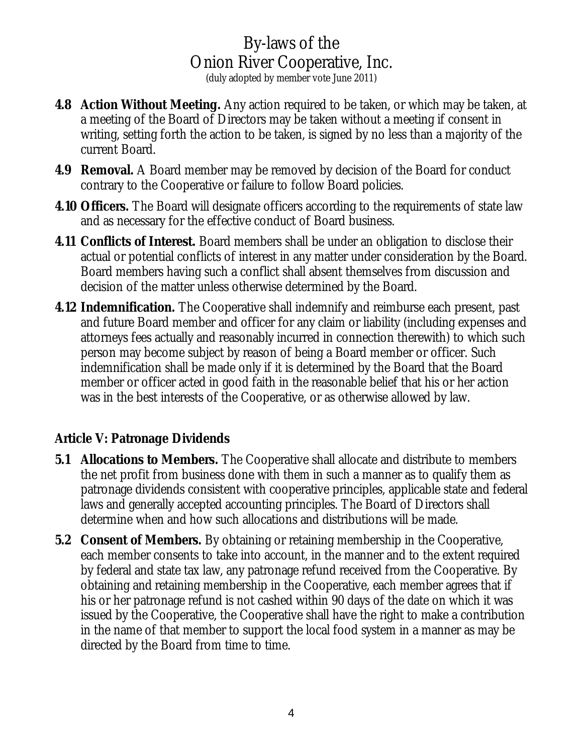- **4.8 Action Without Meeting.** Any action required to be taken, or which may be taken, at a meeting of the Board of Directors may be taken without a meeting if consent in writing, setting forth the action to be taken, is signed by no less than a majority of the current Board.
- **4.9 Removal.** A Board member may be removed by decision of the Board for conduct contrary to the Cooperative or failure to follow Board policies.
- **4.10 Officers.** The Board will designate officers according to the requirements of state law and as necessary for the effective conduct of Board business.
- **4.11 Conflicts of Interest.** Board members shall be under an obligation to disclose their actual or potential conflicts of interest in any matter under consideration by the Board. Board members having such a conflict shall absent themselves from discussion and decision of the matter unless otherwise determined by the Board.
- **4.12 Indemnification.** The Cooperative shall indemnify and reimburse each present, past and future Board member and officer for any claim or liability (including expenses and attorneys fees actually and reasonably incurred in connection therewith) to which such person may become subject by reason of being a Board member or officer. Such indemnification shall be made only if it is determined by the Board that the Board member or officer acted in good faith in the reasonable belief that his or her action was in the best interests of the Cooperative, or as otherwise allowed by law.

## Article V: Patronage Dividends

- **5.1 Allocations to Members.** The Cooperative shall allocate and distribute to members the net profit from business done with them in such a manner as to qualify them as patronage dividends consistent with cooperative principles, applicable state and federal laws and generally accepted accounting principles. The Board of Directors shall determine when and how such allocations and distributions will be made.
- **5.2 Consent of Members.** By obtaining or retaining membership in the Cooperative, each member consents to take into account, in the manner and to the extent required by federal and state tax law, any patronage refund received from the Cooperative. By obtaining and retaining membership in the Cooperative, each member agrees that if his or her patronage refund is not cashed within 90 days of the date on which it was issued by the Cooperative, the Cooperative shall have the right to make a contribution in the name of that member to support the local food system in a manner as may be directed by the Board from time to time.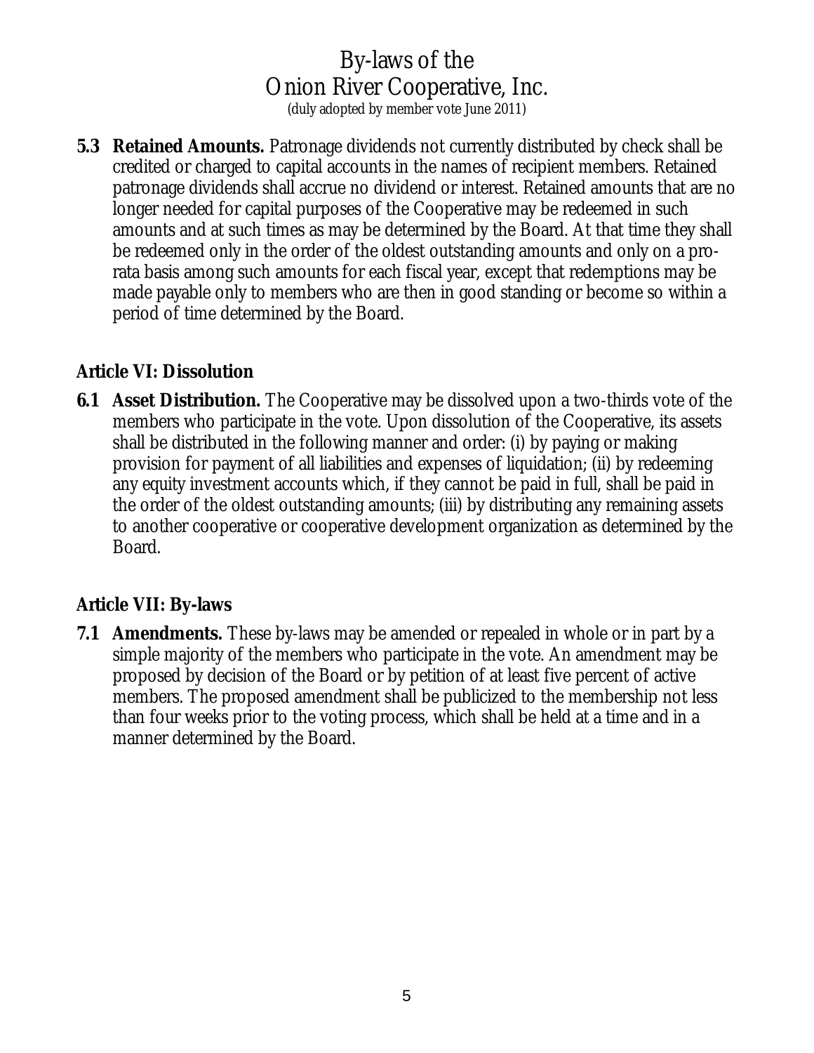**5.3 Retained Amounts.** Patronage dividends not currently distributed by check shall be credited or charged to capital accounts in the names of recipient members. Retained patronage dividends shall accrue no dividend or interest. Retained amounts that are no longer needed for capital purposes of the Cooperative may be redeemed in such amounts and at such times as may be determined by the Board. At that time they shall be redeemed only in the order of the oldest outstanding amounts and only on a pro-rata basis among such amounts for each fiscal year, except that redemptions may be made payable only to members who are then in good standing or become so within a period of time determined by the Board.

## Article VI: Dissolution

**6.1 Asset Distribution.** The Cooperative may be dissolved upon a two-thirds vote of the members who participate in the vote. Upon dissolution of the Cooperative, its assets shall be distributed in the following manner and order: (i) by paying or making provision for payment of all liabilities and expenses of liquidation; (ii) by redeeming any equity investment accounts which, if they cannot be paid in full, shall be paid in the order of the oldest outstanding amounts; (iii) by distributing any remaining assets to another cooperative or cooperative development organization as determined by the Board.

## Article VII: By-laws

**7.1 Amendments.** These by-laws may be amended or repealed in whole or in part by a simple majority of the members who participate in the vote. An amendment may be proposed by decision of the Board or by petition of at least five percent of active members. The proposed amendment shall be publicized to the membership not less than four weeks prior to the voting process, which shall be held at a time and in a manner determined by the Board.